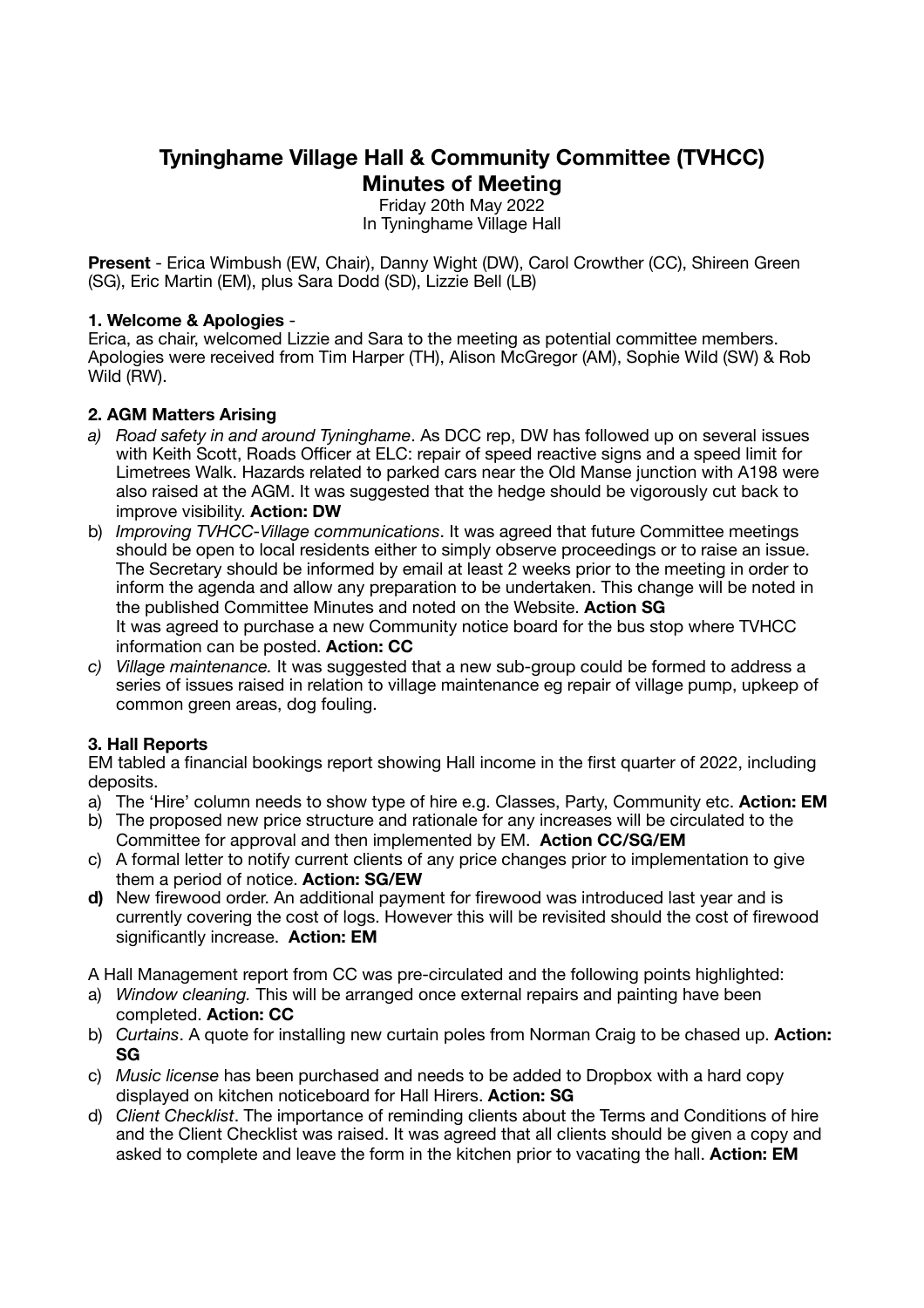# Tyninghame Village Hall & Community Committee (TVHCC)
# Minutes of Meeting

Friday 20th May 2022
In Tyninghame Village Hall

**Present** - Erica Wimbush (EW, Chair), Danny Wight (DW), Carol Crowther (CC), Shireen Green (SG), Eric Martin (EM), plus Sara Dodd (SD), Lizzie Bell (LB)

### 1. Welcome & Apologies -

Erica, as chair, welcomed Lizzie and Sara to the meeting as potential committee members. Apologies were received from Tim Harper (TH), Alison McGregor (AM), Sophie Wild (SW) & Rob Wild (RW).

### 2. AGM Matters Arising

a) *Road safety in and around Tyninghame*. As DCC rep, DW has followed up on several issues with Keith Scott, Roads Officer at ELC: repair of speed reactive signs and a speed limit for Limetrees Walk. Hazards related to parked cars near the Old Manse junction with A198 were also raised at the AGM. It was suggested that the hedge should be vigorously cut back to improve visibility. **Action: DW**

b) *Improving TVHCC-Village communications*. It was agreed that future Committee meetings should be open to local residents either to simply observe proceedings or to raise an issue. The Secretary should be informed by email at least 2 weeks prior to the meeting in order to inform the agenda and allow any preparation to be undertaken. This change will be noted in the published Committee Minutes and noted on the Website. **Action SG**
It was agreed to purchase a new Community notice board for the bus stop where TVHCC information can be posted. **Action: CC**

c) *Village maintenance.* It was suggested that a new sub-group could be formed to address a series of issues raised in relation to village maintenance eg repair of village pump, upkeep of common green areas, dog fouling.

### 3. Hall Reports

EM tabled a financial bookings report showing Hall income in the first quarter of 2022, including deposits.

a) The 'Hire' column needs to show type of hire e.g. Classes, Party, Community etc. **Action: EM**
b) The proposed new price structure and rationale for any increases will be circulated to the Committee for approval and then implemented by EM. **Action CC/SG/EM**
c) A formal letter to notify current clients of any price changes prior to implementation to give them a period of notice. **Action: SG/EW**
**d)** New firewood order. An additional payment for firewood was introduced last year and is currently covering the cost of logs. However this will be revisited should the cost of firewood significantly increase. **Action: EM**

A Hall Management report from CC was pre-circulated and the following points highlighted:

a) *Window cleaning.* This will be arranged once external repairs and painting have been completed. **Action: CC**
b) *Curtains*. A quote for installing new curtain poles from Norman Craig to be chased up. **Action: SG**
c) *Music license* has been purchased and needs to be added to Dropbox with a hard copy displayed on kitchen noticeboard for Hall Hirers. **Action: SG**
d) *Client Checklist*. The importance of reminding clients about the Terms and Conditions of hire and the Client Checklist was raised. It was agreed that all clients should be given a copy and asked to complete and leave the form in the kitchen prior to vacating the hall. **Action: EM**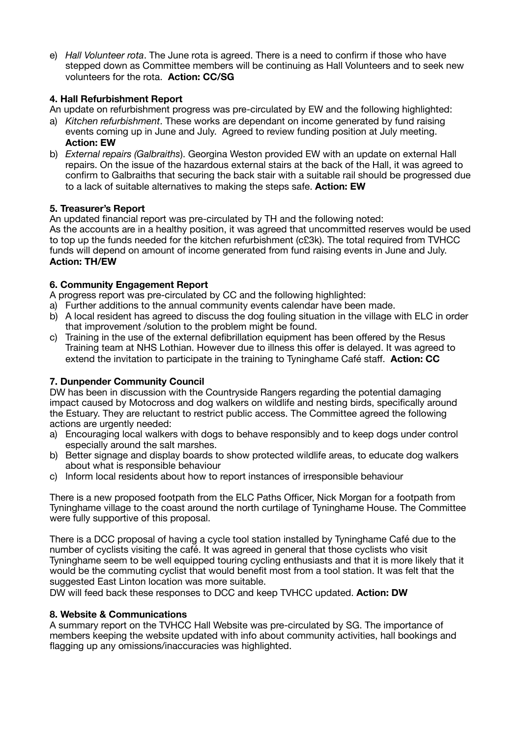e) *Hall Volunteer rota*. The June rota is agreed. There is a need to confirm if those who have stepped down as Committee members will be continuing as Hall Volunteers and to seek new volunteers for the rota. **Action: CC/SG**

**4. Hall Refurbishment Report**

An update on refurbishment progress was pre-circulated by EW and the following highlighted:

a) *Kitchen refurbishment*. These works are dependant on income generated by fund raising events coming up in June and July. Agreed to review funding position at July meeting. **Action: EW**

b) *External repairs (Galbraiths*). Georgina Weston provided EW with an update on external Hall repairs. On the issue of the hazardous external stairs at the back of the Hall, it was agreed to confirm to Galbraiths that securing the back stair with a suitable rail should be progressed due to a lack of suitable alternatives to making the steps safe. **Action: EW**

**5. Treasurer's Report**

An updated financial report was pre-circulated by TH and the following noted:
As the accounts are in a healthy position, it was agreed that uncommitted reserves would be used to top up the funds needed for the kitchen refurbishment (c£3k). The total required from TVHCC funds will depend on amount of income generated from fund raising events in June and July.
**Action: TH/EW**

**6. Community Engagement Report**

A progress report was pre-circulated by CC and the following highlighted:

a) Further additions to the annual community events calendar have been made.
b) A local resident has agreed to discuss the dog fouling situation in the village with ELC in order that improvement /solution to the problem might be found.
c) Training in the use of the external defibrillation equipment has been offered by the Resus Training team at NHS Lothian. However due to illness this offer is delayed. It was agreed to extend the invitation to participate in the training to Tyninghame Café staff. **Action: CC**

**7. Dunpender Community Council**

DW has been in discussion with the Countryside Rangers regarding the potential damaging impact caused by Motocross and dog walkers on wildlife and nesting birds, specifically around the Estuary. They are reluctant to restrict public access. The Committee agreed the following actions are urgently needed:

a) Encouraging local walkers with dogs to behave responsibly and to keep dogs under control especially around the salt marshes.
b) Better signage and display boards to show protected wildlife areas, to educate dog walkers about what is responsible behaviour
c) Inform local residents about how to report instances of irresponsible behaviour

There is a new proposed footpath from the ELC Paths Officer, Nick Morgan for a footpath from Tyninghame village to the coast around the north curtilage of Tyninghame House. The Committee were fully supportive of this proposal.

There is a DCC proposal of having a cycle tool station installed by Tyninghame Café due to the number of cyclists visiting the café. It was agreed in general that those cyclists who visit Tyninghame seem to be well equipped touring cycling enthusiasts and that it is more likely that it would be the commuting cyclist that would benefit most from a tool station. It was felt that the suggested East Linton location was more suitable.

DW will feed back these responses to DCC and keep TVHCC updated. **Action: DW**

**8. Website & Communications**

A summary report on the TVHCC Hall Website was pre-circulated by SG. The importance of members keeping the website updated with info about community activities, hall bookings and flagging up any omissions/inaccuracies was highlighted.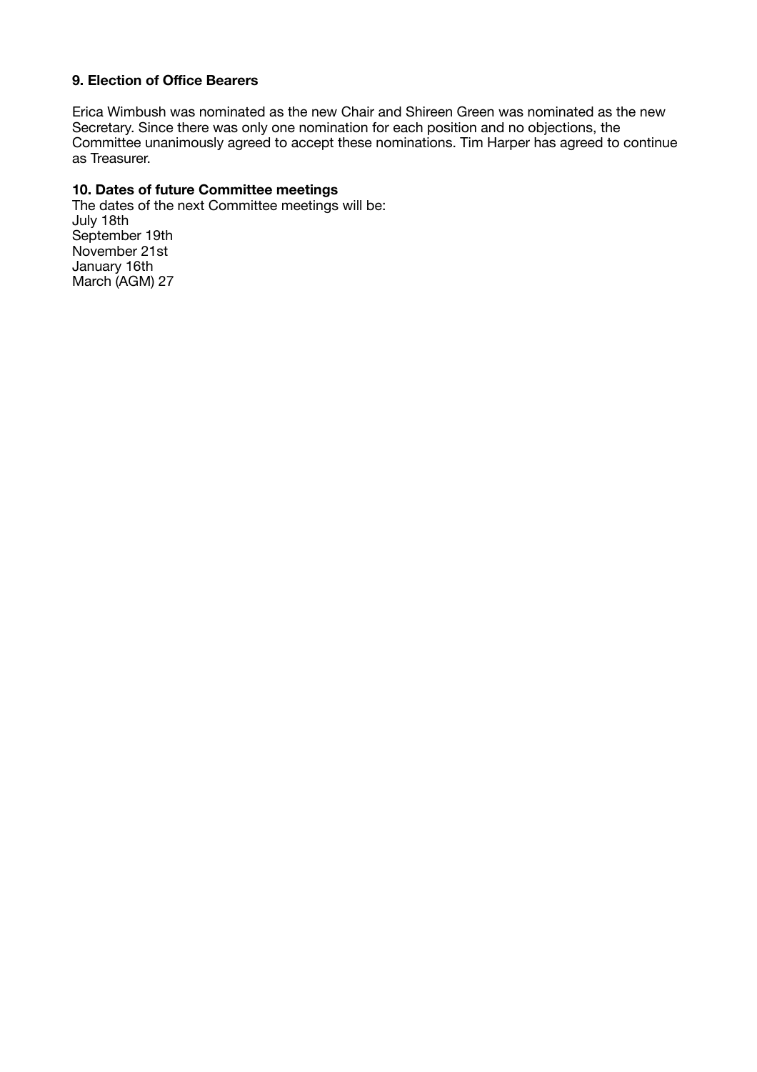**9. Election of Office Bearers**

Erica Wimbush was nominated as the new Chair and Shireen Green was nominated as the new Secretary. Since there was only one nomination for each position and no objections, the Committee unanimously agreed to accept these nominations. Tim Harper has agreed to continue as Treasurer.

**10. Dates of future Committee meetings**

The dates of the next Committee meetings will be:
July 18th
September 19th
November 21st
January 16th
March (AGM) 27